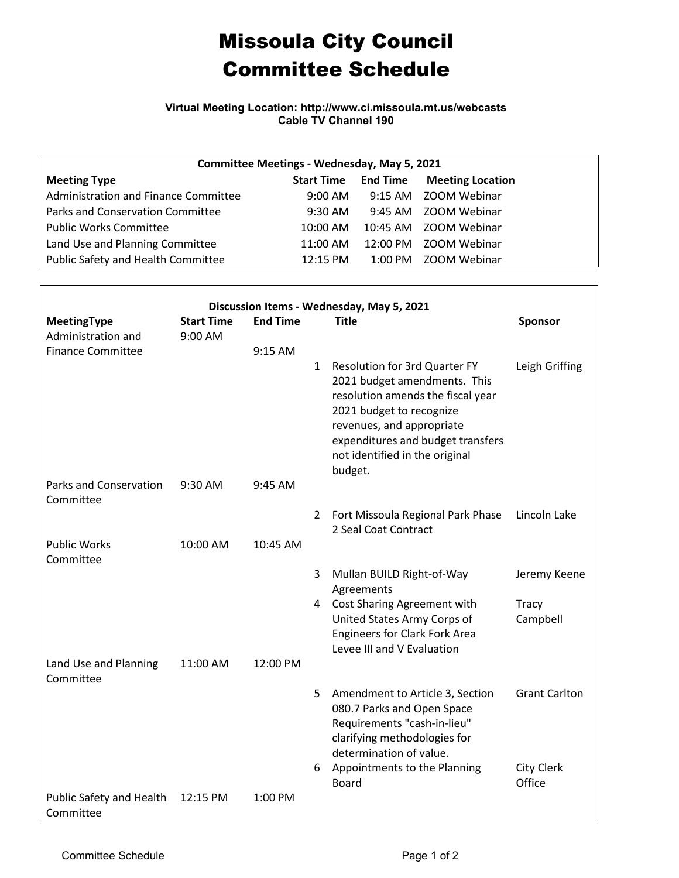# Missoula City Council
# Committee Schedule

**Virtual Meeting Location: http://www.ci.missoula.mt.us/webcasts**
**Cable TV Channel 190**

| Committee Meetings - Wednesday, May 5, 2021 | | | |
|---|---|---|---|
| **Meeting Type** | **Start Time** | **End Time** | **Meeting Location** |
| Administration and Finance Committee | 9:00 AM | 9:15 AM | ZOOM Webinar |
| Parks and Conservation Committee | 9:30 AM | 9:45 AM | ZOOM Webinar |
| Public Works Committee | 10:00 AM | 10:45 AM | ZOOM Webinar |
| Land Use and Planning Committee | 11:00 AM | 12:00 PM | ZOOM Webinar |
| Public Safety and Health Committee | 12:15 PM | 1:00 PM | ZOOM Webinar |

| Discussion Items - Wednesday, May 5, 2021 | | | | | |
|---|---|---|---|---|---|
| **MeetingType** | **Start Time** | **End Time** | | **Title** | **Sponsor** |
| Administration and Finance Committee | 9:00 AM | 9:15 AM | | | |
| | | | 1 | Resolution for 3rd Quarter FY 2021 budget amendments. This resolution amends the fiscal year 2021 budget to recognize revenues, and appropriate expenditures and budget transfers not identified in the original budget. | Leigh Griffing |
| Parks and Conservation Committee | 9:30 AM | 9:45 AM | | | |
| | | | 2 | Fort Missoula Regional Park Phase 2 Seal Coat Contract | Lincoln Lake |
| Public Works Committee | 10:00 AM | 10:45 AM | | | |
| | | | 3 | Mullan BUILD Right-of-Way Agreements | Jeremy Keene |
| | | | 4 | Cost Sharing Agreement with United States Army Corps of Engineers for Clark Fork Area Levee III and V Evaluation | Tracy Campbell |
| Land Use and Planning Committee | 11:00 AM | 12:00 PM | | | |
| | | | 5 | Amendment to Article 3, Section 080.7 Parks and Open Space Requirements "cash-in-lieu" clarifying methodologies for determination of value. | Grant Carlton |
| | | | 6 | Appointments to the Planning Board | City Clerk Office |
| Public Safety and Health Committee | 12:15 PM | 1:00 PM | | | |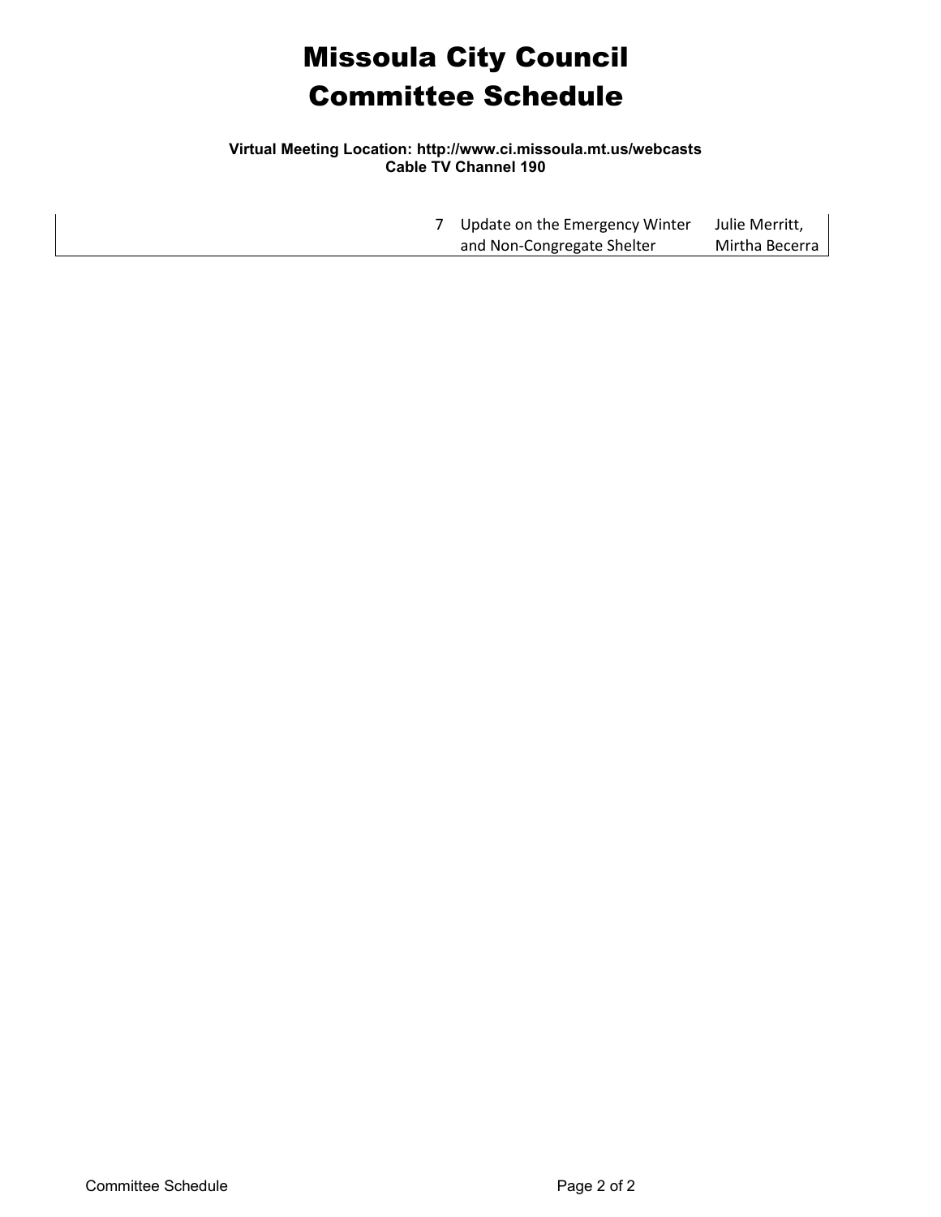# Missoula City Council
# Committee Schedule

**Virtual Meeting Location: http://www.ci.missoula.mt.us/webcasts**
**Cable TV Channel 190**

| | | | |
|---|---|---|---|
| | 7 | Update on the Emergency Winter and Non-Congregate Shelter | Julie Merritt, Mirtha Becerra |